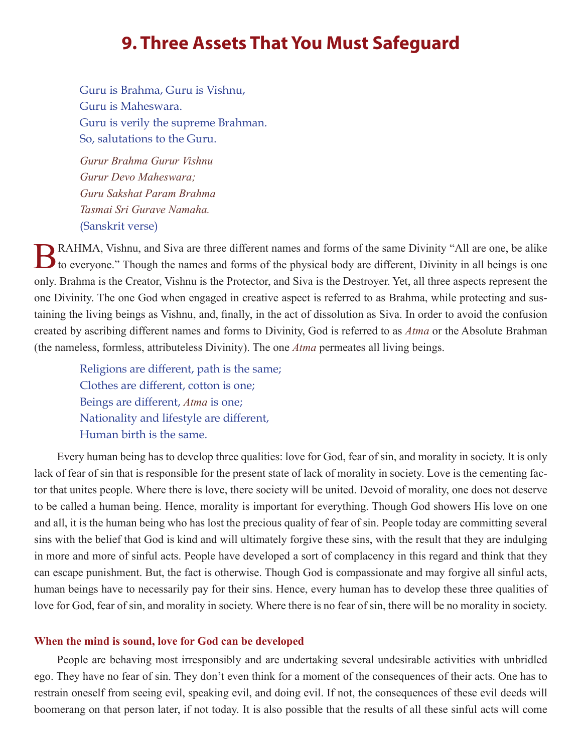# 9. Three Assets That You Must Safeguard

> Guru is Brahma, Guru is Vishnu,
> Guru is Maheswara.
> Guru is verily the supreme Brahman.
> So, salutations to the Guru.
>
> *Gurur Brahma Gurur Vishnu*
> *Gurur Devo Maheswara;*
> *Guru Sakshat Param Brahma*
> *Tasmai Sri Gurave Namaha.*
> (Sanskrit verse)

BRAHMA, Vishnu, and Siva are three different names and forms of the same Divinity "All are one, be alike to everyone." Though the names and forms of the physical body are different, Divinity in all beings is one only. Brahma is the Creator, Vishnu is the Protector, and Siva is the Destroyer. Yet, all three aspects represent the one Divinity. The one God when engaged in creative aspect is referred to as Brahma, while protecting and sustaining the living beings as Vishnu, and, finally, in the act of dissolution as Siva. In order to avoid the confusion created by ascribing different names and forms to Divinity, God is referred to as *Atma* or the Absolute Brahman (the nameless, formless, attributeless Divinity). The one *Atma* permeates all living beings.

> Religions are different, path is the same;
> Clothes are different, cotton is one;
> Beings are different, *Atma* is one;
> Nationality and lifestyle are different,
> Human birth is the same.

Every human being has to develop three qualities: love for God, fear of sin, and morality in society. It is only lack of fear of sin that is responsible for the present state of lack of morality in society. Love is the cementing factor that unites people. Where there is love, there society will be united. Devoid of morality, one does not deserve to be called a human being. Hence, morality is important for everything. Though God showers His love on one and all, it is the human being who has lost the precious quality of fear of sin. People today are committing several sins with the belief that God is kind and will ultimately forgive these sins, with the result that they are indulging in more and more of sinful acts. People have developed a sort of complacency in this regard and think that they can escape punishment. But, the fact is otherwise. Though God is compassionate and may forgive all sinful acts, human beings have to necessarily pay for their sins. Hence, every human has to develop these three qualities of love for God, fear of sin, and morality in society. Where there is no fear of sin, there will be no morality in society.

### When the mind is sound, love for God can be developed

People are behaving most irresponsibly and are undertaking several undesirable activities with unbridled ego. They have no fear of sin. They don't even think for a moment of the consequences of their acts. One has to restrain oneself from seeing evil, speaking evil, and doing evil. If not, the consequences of these evil deeds will boomerang on that person later, if not today. It is also possible that the results of all these sinful acts will come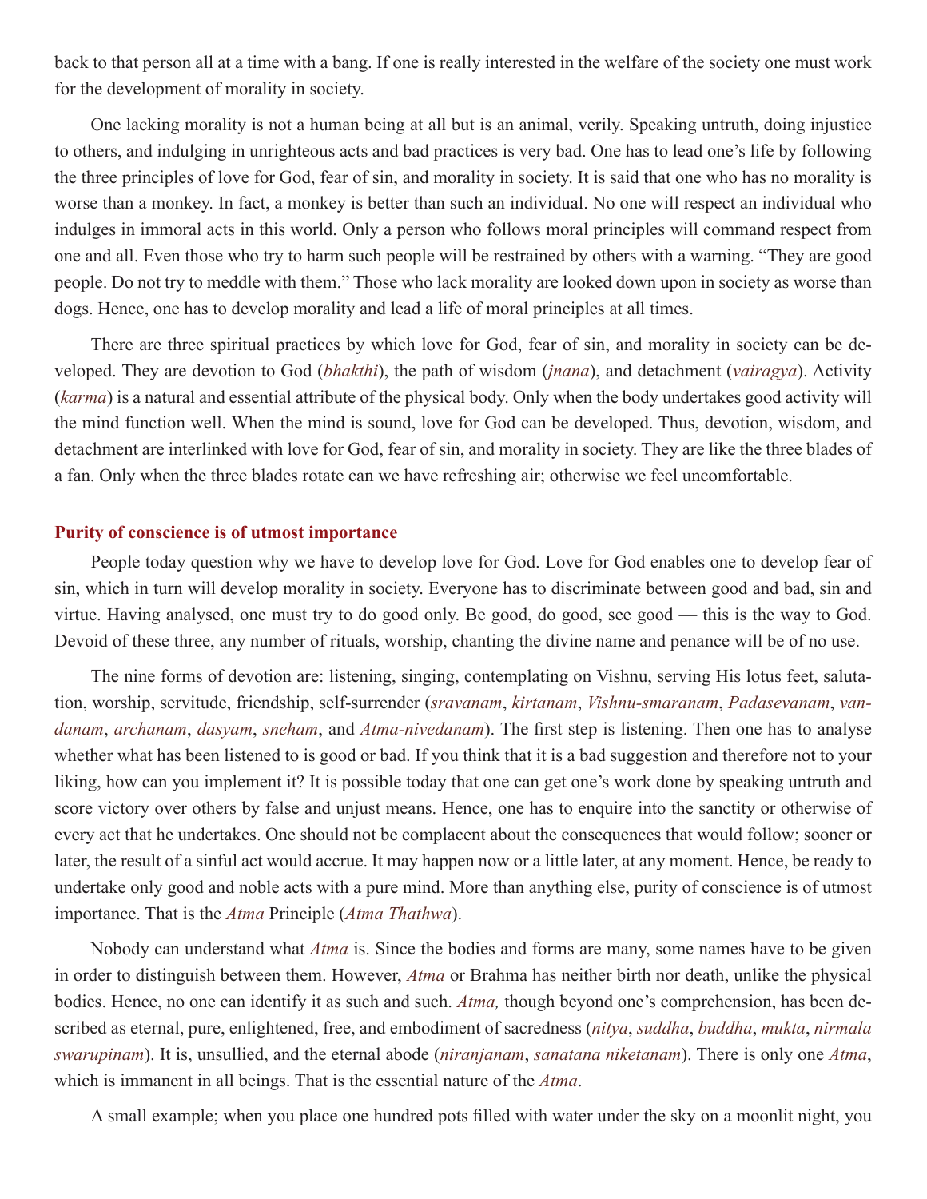back to that person all at a time with a bang. If one is really interested in the welfare of the society one must work for the development of morality in society.

One lacking morality is not a human being at all but is an animal, verily. Speaking untruth, doing injustice to others, and indulging in unrighteous acts and bad practices is very bad. One has to lead one's life by following the three principles of love for God, fear of sin, and morality in society. It is said that one who has no morality is worse than a monkey. In fact, a monkey is better than such an individual. No one will respect an individual who indulges in immoral acts in this world. Only a person who follows moral principles will command respect from one and all. Even those who try to harm such people will be restrained by others with a warning. "They are good people. Do not try to meddle with them." Those who lack morality are looked down upon in society as worse than dogs. Hence, one has to develop morality and lead a life of moral principles at all times.

There are three spiritual practices by which love for God, fear of sin, and morality in society can be developed. They are devotion to God (*bhakthi*), the path of wisdom (*jnana*), and detachment (*vairagya*). Activity (*karma*) is a natural and essential attribute of the physical body. Only when the body undertakes good activity will the mind function well. When the mind is sound, love for God can be developed. Thus, devotion, wisdom, and detachment are interlinked with love for God, fear of sin, and morality in society. They are like the three blades of a fan. Only when the three blades rotate can we have refreshing air; otherwise we feel uncomfortable.

### Purity of conscience is of utmost importance

People today question why we have to develop love for God. Love for God enables one to develop fear of sin, which in turn will develop morality in society. Everyone has to discriminate between good and bad, sin and virtue. Having analysed, one must try to do good only. Be good, do good, see good — this is the way to God. Devoid of these three, any number of rituals, worship, chanting the divine name and penance will be of no use.

The nine forms of devotion are: listening, singing, contemplating on Vishnu, serving His lotus feet, salutation, worship, servitude, friendship, self-surrender (*sravanam*, *kirtanam*, *Vishnu-smaranam*, *Padasevanam*, *vandanam*, *archanam*, *dasyam*, *sneham*, and *Atma-nivedanam*). The first step is listening. Then one has to analyse whether what has been listened to is good or bad. If you think that it is a bad suggestion and therefore not to your liking, how can you implement it? It is possible today that one can get one's work done by speaking untruth and score victory over others by false and unjust means. Hence, one has to enquire into the sanctity or otherwise of every act that he undertakes. One should not be complacent about the consequences that would follow; sooner or later, the result of a sinful act would accrue. It may happen now or a little later, at any moment. Hence, be ready to undertake only good and noble acts with a pure mind. More than anything else, purity of conscience is of utmost importance. That is the *Atma* Principle (*Atma Thathwa*).

Nobody can understand what *Atma* is. Since the bodies and forms are many, some names have to be given in order to distinguish between them. However, *Atma* or Brahma has neither birth nor death, unlike the physical bodies. Hence, no one can identify it as such and such. *Atma,* though beyond one's comprehension, has been described as eternal, pure, enlightened, free, and embodiment of sacredness (*nitya*, *suddha*, *buddha*, *mukta*, *nirmala swarupinam*). It is, unsullied, and the eternal abode (*niranjanam*, *sanatana niketanam*). There is only one *Atma*, which is immanent in all beings. That is the essential nature of the *Atma*.

A small example; when you place one hundred pots filled with water under the sky on a moonlit night, you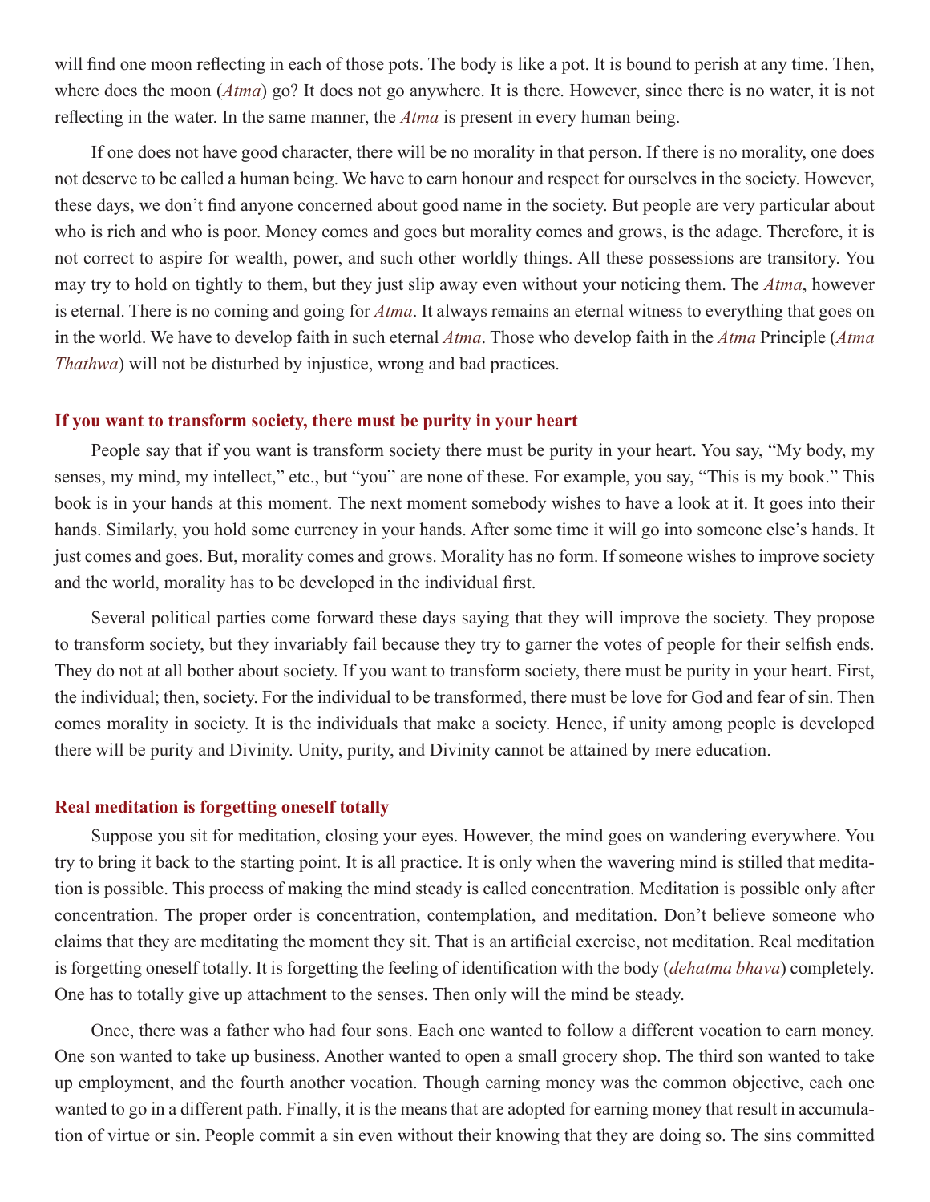will find one moon reflecting in each of those pots. The body is like a pot. It is bound to perish at any time. Then, where does the moon (*Atma*) go? It does not go anywhere. It is there. However, since there is no water, it is not reflecting in the water. In the same manner, the *Atma* is present in every human being.

If one does not have good character, there will be no morality in that person. If there is no morality, one does not deserve to be called a human being. We have to earn honour and respect for ourselves in the society. However, these days, we don't find anyone concerned about good name in the society. But people are very particular about who is rich and who is poor. Money comes and goes but morality comes and grows, is the adage. Therefore, it is not correct to aspire for wealth, power, and such other worldly things. All these possessions are transitory. You may try to hold on tightly to them, but they just slip away even without your noticing them. The *Atma*, however is eternal. There is no coming and going for *Atma*. It always remains an eternal witness to everything that goes on in the world. We have to develop faith in such eternal *Atma*. Those who develop faith in the *Atma* Principle (*Atma Thathwa*) will not be disturbed by injustice, wrong and bad practices.

### If you want to transform society, there must be purity in your heart

People say that if you want is transform society there must be purity in your heart. You say, "My body, my senses, my mind, my intellect," etc., but "you" are none of these. For example, you say, "This is my book." This book is in your hands at this moment. The next moment somebody wishes to have a look at it. It goes into their hands. Similarly, you hold some currency in your hands. After some time it will go into someone else's hands. It just comes and goes. But, morality comes and grows. Morality has no form. If someone wishes to improve society and the world, morality has to be developed in the individual first.

Several political parties come forward these days saying that they will improve the society. They propose to transform society, but they invariably fail because they try to garner the votes of people for their selfish ends. They do not at all bother about society. If you want to transform society, there must be purity in your heart. First, the individual; then, society. For the individual to be transformed, there must be love for God and fear of sin. Then comes morality in society. It is the individuals that make a society. Hence, if unity among people is developed there will be purity and Divinity. Unity, purity, and Divinity cannot be attained by mere education.

### Real meditation is forgetting oneself totally

Suppose you sit for meditation, closing your eyes. However, the mind goes on wandering everywhere. You try to bring it back to the starting point. It is all practice. It is only when the wavering mind is stilled that meditation is possible. This process of making the mind steady is called concentration. Meditation is possible only after concentration. The proper order is concentration, contemplation, and meditation. Don't believe someone who claims that they are meditating the moment they sit. That is an artificial exercise, not meditation. Real meditation is forgetting oneself totally. It is forgetting the feeling of identification with the body (*dehatma bhava*) completely. One has to totally give up attachment to the senses. Then only will the mind be steady.

Once, there was a father who had four sons. Each one wanted to follow a different vocation to earn money. One son wanted to take up business. Another wanted to open a small grocery shop. The third son wanted to take up employment, and the fourth another vocation. Though earning money was the common objective, each one wanted to go in a different path. Finally, it is the means that are adopted for earning money that result in accumulation of virtue or sin. People commit a sin even without their knowing that they are doing so. The sins committed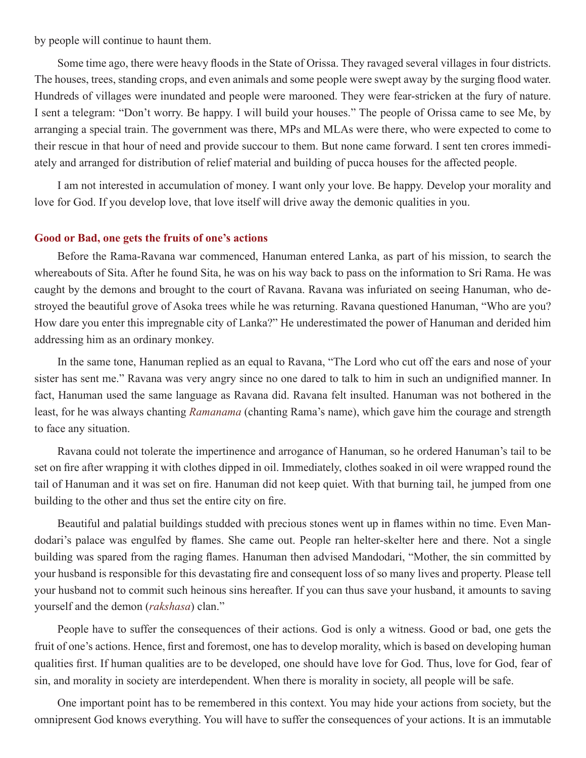by people will continue to haunt them.

Some time ago, there were heavy floods in the State of Orissa. They ravaged several villages in four districts. The houses, trees, standing crops, and even animals and some people were swept away by the surging flood water. Hundreds of villages were inundated and people were marooned. They were fear-stricken at the fury of nature. I sent a telegram: "Don't worry. Be happy. I will build your houses." The people of Orissa came to see Me, by arranging a special train. The government was there, MPs and MLAs were there, who were expected to come to their rescue in that hour of need and provide succour to them. But none came forward. I sent ten crores immediately and arranged for distribution of relief material and building of pucca houses for the affected people.

I am not interested in accumulation of money. I want only your love. Be happy. Develop your morality and love for God. If you develop love, that love itself will drive away the demonic qualities in you.

### Good or Bad, one gets the fruits of one's actions

Before the Rama-Ravana war commenced, Hanuman entered Lanka, as part of his mission, to search the whereabouts of Sita. After he found Sita, he was on his way back to pass on the information to Sri Rama. He was caught by the demons and brought to the court of Ravana. Ravana was infuriated on seeing Hanuman, who destroyed the beautiful grove of Asoka trees while he was returning. Ravana questioned Hanuman, "Who are you? How dare you enter this impregnable city of Lanka?" He underestimated the power of Hanuman and derided him addressing him as an ordinary monkey.

In the same tone, Hanuman replied as an equal to Ravana, "The Lord who cut off the ears and nose of your sister has sent me." Ravana was very angry since no one dared to talk to him in such an undignified manner. In fact, Hanuman used the same language as Ravana did. Ravana felt insulted. Hanuman was not bothered in the least, for he was always chanting *Ramanama* (chanting Rama's name), which gave him the courage and strength to face any situation.

Ravana could not tolerate the impertinence and arrogance of Hanuman, so he ordered Hanuman's tail to be set on fire after wrapping it with clothes dipped in oil. Immediately, clothes soaked in oil were wrapped round the tail of Hanuman and it was set on fire. Hanuman did not keep quiet. With that burning tail, he jumped from one building to the other and thus set the entire city on fire.

Beautiful and palatial buildings studded with precious stones went up in flames within no time. Even Mandodari's palace was engulfed by flames. She came out. People ran helter-skelter here and there. Not a single building was spared from the raging flames. Hanuman then advised Mandodari, "Mother, the sin committed by your husband is responsible for this devastating fire and consequent loss of so many lives and property. Please tell your husband not to commit such heinous sins hereafter. If you can thus save your husband, it amounts to saving yourself and the demon (*rakshasa*) clan."

People have to suffer the consequences of their actions. God is only a witness. Good or bad, one gets the fruit of one's actions. Hence, first and foremost, one has to develop morality, which is based on developing human qualities first. If human qualities are to be developed, one should have love for God. Thus, love for God, fear of sin, and morality in society are interdependent. When there is morality in society, all people will be safe.

One important point has to be remembered in this context. You may hide your actions from society, but the omnipresent God knows everything. You will have to suffer the consequences of your actions. It is an immutable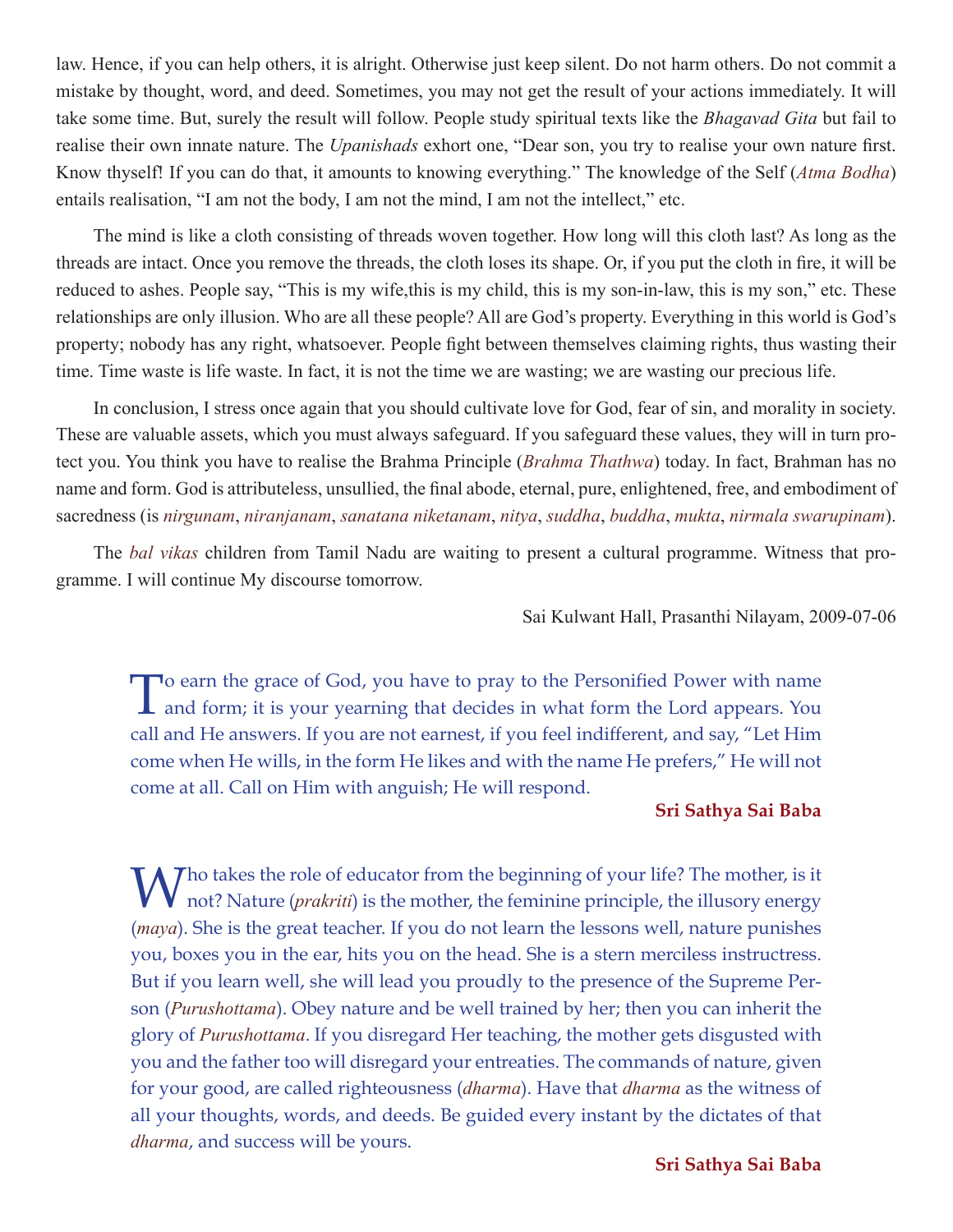law. Hence, if you can help others, it is alright. Otherwise just keep silent. Do not harm others. Do not commit a mistake by thought, word, and deed. Sometimes, you may not get the result of your actions immediately. It will take some time. But, surely the result will follow. People study spiritual texts like the *Bhagavad Gita* but fail to realise their own innate nature. The *Upanishads* exhort one, “Dear son, you try to realise your own nature first. Know thyself! If you can do that, it amounts to knowing everything.” The knowledge of the Self (*Atma Bodha*) entails realisation, “I am not the body, I am not the mind, I am not the intellect,” etc.

The mind is like a cloth consisting of threads woven together. How long will this cloth last? As long as the threads are intact. Once you remove the threads, the cloth loses its shape. Or, if you put the cloth in fire, it will be reduced to ashes. People say, “This is my wife,this is my child, this is my son-in-law, this is my son,” etc. These relationships are only illusion. Who are all these people? All are God’s property. Everything in this world is God’s property; nobody has any right, whatsoever. People fight between themselves claiming rights, thus wasting their time. Time waste is life waste. In fact, it is not the time we are wasting; we are wasting our precious life.

In conclusion, I stress once again that you should cultivate love for God, fear of sin, and morality in society. These are valuable assets, which you must always safeguard. If you safeguard these values, they will in turn protect you. You think you have to realise the Brahma Principle (*Brahma Thathwa*) today. In fact, Brahman has no name and form. God is attributeless, unsullied, the final abode, eternal, pure, enlightened, free, and embodiment of sacredness (is *nirgunam*, *niranjanam*, *sanatana niketanam*, *nitya*, *suddha*, *buddha*, *mukta*, *nirmala swarupinam*).

The *bal vikas* children from Tamil Nadu are waiting to present a cultural programme. Witness that programme. I will continue My discourse tomorrow.

Sai Kulwant Hall, Prasanthi Nilayam, 2009-07-06

To earn the grace of God, you have to pray to the Personified Power with name and form; it is your yearning that decides in what form the Lord appears. You call and He answers. If you are not earnest, if you feel indifferent, and say, “Let Him come when He wills, in the form He likes and with the name He prefers,” He will not come at all. Call on Him with anguish; He will respond.

**Sri Sathya Sai Baba**

Who takes the role of educator from the beginning of your life? The mother, is it not? Nature (*prakriti*) is the mother, the feminine principle, the illusory energy (*maya*). She is the great teacher. If you do not learn the lessons well, nature punishes you, boxes you in the ear, hits you on the head. She is a stern merciless instructress. But if you learn well, she will lead you proudly to the presence of the Supreme Person (*Purushottama*). Obey nature and be well trained by her; then you can inherit the glory of *Purushottama*. If you disregard Her teaching, the mother gets disgusted with you and the father too will disregard your entreaties. The commands of nature, given for your good, are called righteousness (*dharma*). Have that *dharma* as the witness of all your thoughts, words, and deeds. Be guided every instant by the dictates of that *dharma*, and success will be yours.

**Sri Sathya Sai Baba**